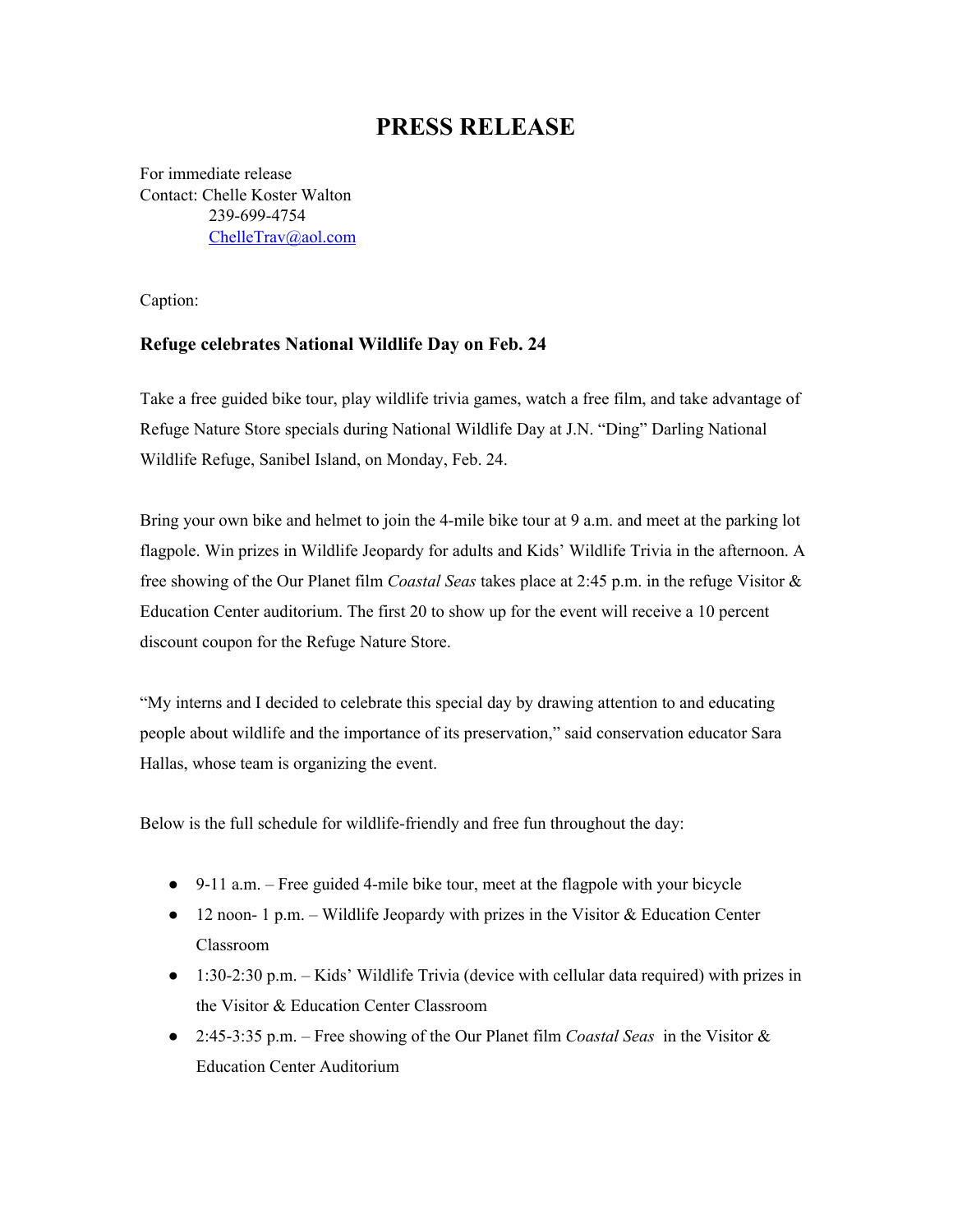# PRESS RELEASE

For immediate release
Contact: Chelle Koster Walton
239-699-4754
ChelleTrav@aol.com

Caption:

### Refuge celebrates National Wildlife Day on Feb. 24

Take a free guided bike tour, play wildlife trivia games, watch a free film, and take advantage of Refuge Nature Store specials during National Wildlife Day at J.N. "Ding" Darling National Wildlife Refuge, Sanibel Island, on Monday, Feb. 24.

Bring your own bike and helmet to join the 4-mile bike tour at 9 a.m. and meet at the parking lot flagpole. Win prizes in Wildlife Jeopardy for adults and Kids' Wildlife Trivia in the afternoon. A free showing of the Our Planet film *Coastal Seas* takes place at 2:45 p.m. in the refuge Visitor & Education Center auditorium. The first 20 to show up for the event will receive a 10 percent discount coupon for the Refuge Nature Store.

"My interns and I decided to celebrate this special day by drawing attention to and educating people about wildlife and the importance of its preservation," said conservation educator Sara Hallas, whose team is organizing the event.

Below is the full schedule for wildlife-friendly and free fun throughout the day:

- 9-11 a.m. – Free guided 4-mile bike tour, meet at the flagpole with your bicycle
- 12 noon- 1 p.m. – Wildlife Jeopardy with prizes in the Visitor & Education Center Classroom
- 1:30-2:30 p.m. – Kids' Wildlife Trivia (device with cellular data required) with prizes in the Visitor & Education Center Classroom
- 2:45-3:35 p.m. – Free showing of the Our Planet film *Coastal Seas* in the Visitor & Education Center Auditorium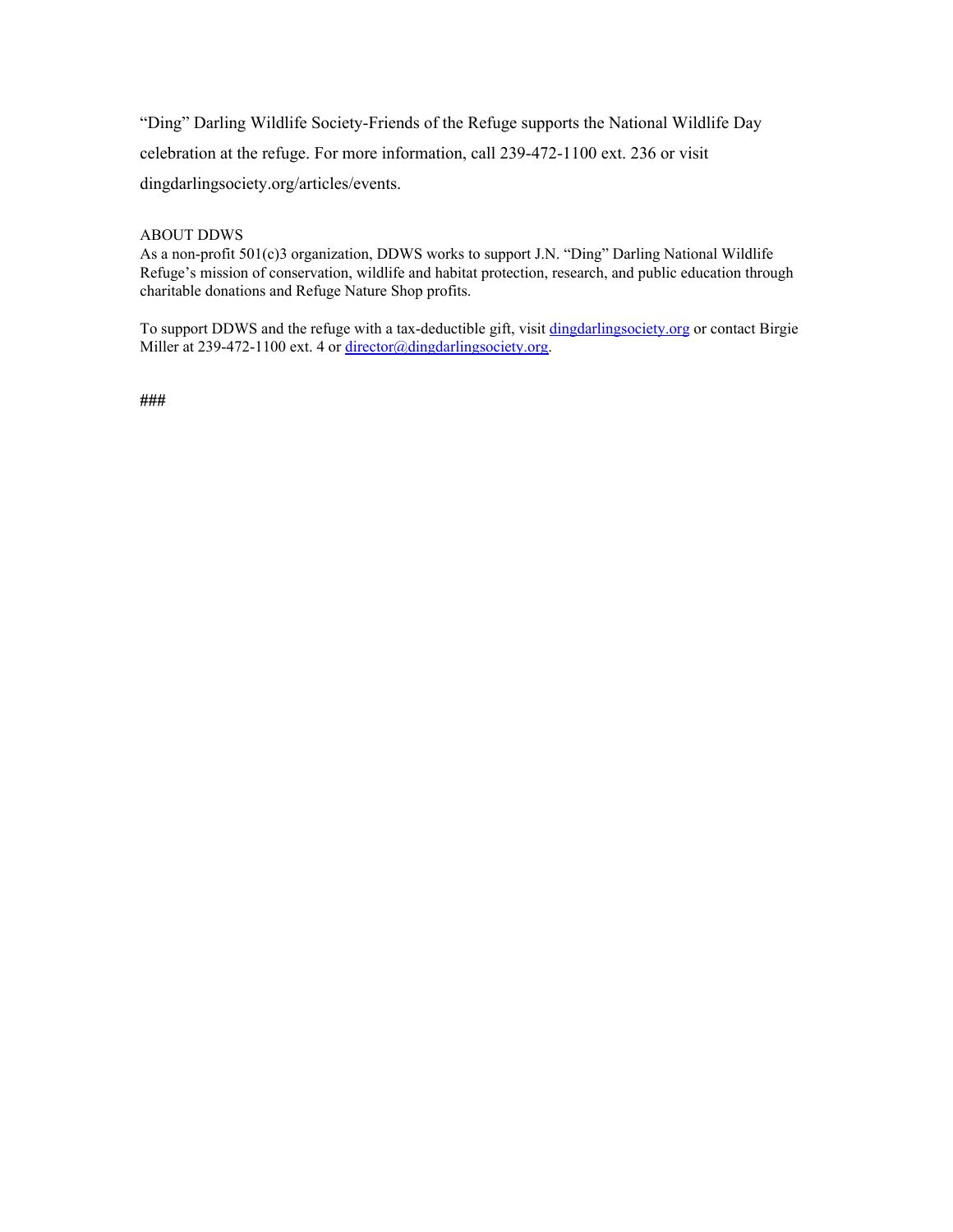"Ding" Darling Wildlife Society-Friends of the Refuge supports the National Wildlife Day celebration at the refuge. For more information, call 239-472-1100 ext. 236 or visit dingdarlingsociety.org/articles/events.

ABOUT DDWS
As a non-profit 501(c)3 organization, DDWS works to support J.N. "Ding" Darling National Wildlife Refuge's mission of conservation, wildlife and habitat protection, research, and public education through charitable donations and Refuge Nature Shop profits.

To support DDWS and the refuge with a tax-deductible gift, visit [dingdarlingsociety.org](dingdarlingsociety.org) or contact Birgie Miller at 239-472-1100 ext. 4 or [director@dingdarlingsociety.org](mailto:director@dingdarlingsociety.org).

###